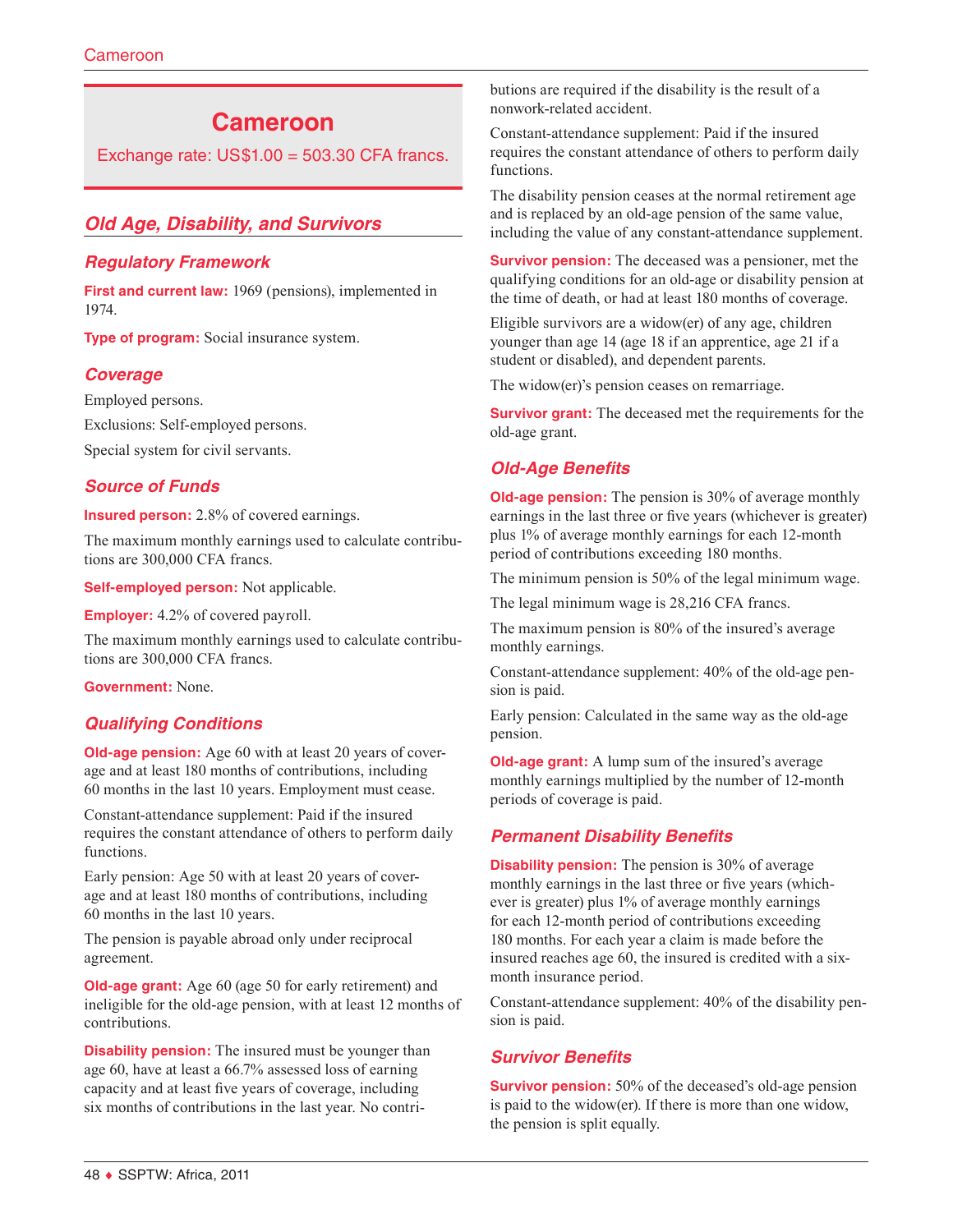# Cameroon

Exchange rate: US$1.00 = 503.30 CFA francs.

## Old Age, Disability, and Survivors

### Regulatory Framework

**First and current law:** 1969 (pensions), implemented in 1974.

**Type of program:** Social insurance system.

### Coverage

Employed persons.

Exclusions: Self-employed persons.

Special system for civil servants.

### Source of Funds

**Insured person:** 2.8% of covered earnings.

The maximum monthly earnings used to calculate contributions are 300,000 CFA francs.

**Self-employed person:** Not applicable.

**Employer:** 4.2% of covered payroll.

The maximum monthly earnings used to calculate contributions are 300,000 CFA francs.

**Government:** None.

### Qualifying Conditions

**Old-age pension:** Age 60 with at least 20 years of coverage and at least 180 months of contributions, including 60 months in the last 10 years. Employment must cease.

Constant-attendance supplement: Paid if the insured requires the constant attendance of others to perform daily functions.

Early pension: Age 50 with at least 20 years of coverage and at least 180 months of contributions, including 60 months in the last 10 years.

The pension is payable abroad only under reciprocal agreement.

**Old-age grant:** Age 60 (age 50 for early retirement) and ineligible for the old-age pension, with at least 12 months of contributions.

**Disability pension:** The insured must be younger than age 60, have at least a 66.7% assessed loss of earning capacity and at least five years of coverage, including six months of contributions in the last year. No contributions are required if the disability is the result of a nonwork-related accident.

Constant-attendance supplement: Paid if the insured requires the constant attendance of others to perform daily functions.

The disability pension ceases at the normal retirement age and is replaced by an old-age pension of the same value, including the value of any constant-attendance supplement.

**Survivor pension:** The deceased was a pensioner, met the qualifying conditions for an old-age or disability pension at the time of death, or had at least 180 months of coverage.

Eligible survivors are a widow(er) of any age, children younger than age 14 (age 18 if an apprentice, age 21 if a student or disabled), and dependent parents.

The widow(er)'s pension ceases on remarriage.

**Survivor grant:** The deceased met the requirements for the old-age grant.

### Old-Age Benefits

**Old-age pension:** The pension is 30% of average monthly earnings in the last three or five years (whichever is greater) plus 1% of average monthly earnings for each 12-month period of contributions exceeding 180 months.

The minimum pension is 50% of the legal minimum wage.

The legal minimum wage is 28,216 CFA francs.

The maximum pension is 80% of the insured's average monthly earnings.

Constant-attendance supplement: 40% of the old-age pension is paid.

Early pension: Calculated in the same way as the old-age pension.

**Old-age grant:** A lump sum of the insured's average monthly earnings multiplied by the number of 12-month periods of coverage is paid.

### Permanent Disability Benefits

**Disability pension:** The pension is 30% of average monthly earnings in the last three or five years (whichever is greater) plus 1% of average monthly earnings for each 12-month period of contributions exceeding 180 months. For each year a claim is made before the insured reaches age 60, the insured is credited with a six-month insurance period.

Constant-attendance supplement: 40% of the disability pension is paid.

### Survivor Benefits

**Survivor pension:** 50% of the deceased's old-age pension is paid to the widow(er). If there is more than one widow, the pension is split equally.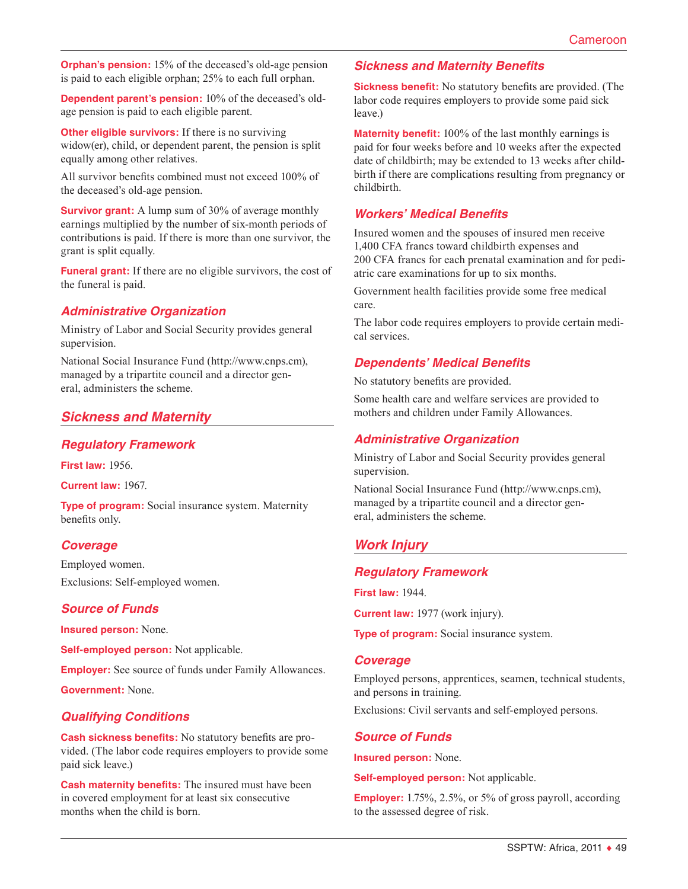**Orphan's pension:** 15% of the deceased's old-age pension is paid to each eligible orphan; 25% to each full orphan.

**Dependent parent's pension:** 10% of the deceased's old-age pension is paid to each eligible parent.

**Other eligible survivors:** If there is no surviving widow(er), child, or dependent parent, the pension is split equally among other relatives.

All survivor benefits combined must not exceed 100% of the deceased's old-age pension.

**Survivor grant:** A lump sum of 30% of average monthly earnings multiplied by the number of six-month periods of contributions is paid. If there is more than one survivor, the grant is split equally.

**Funeral grant:** If there are no eligible survivors, the cost of the funeral is paid.

### Administrative Organization

Ministry of Labor and Social Security provides general supervision.

National Social Insurance Fund (http://www.cnps.cm), managed by a tripartite council and a director general, administers the scheme.

## Sickness and Maternity

### Regulatory Framework

**First law:** 1956.

**Current law:** 1967.

**Type of program:** Social insurance system. Maternity benefits only.

### Coverage

Employed women.

Exclusions: Self-employed women.

### Source of Funds

**Insured person:** None.

**Self-employed person:** Not applicable.

**Employer:** See source of funds under Family Allowances.

**Government:** None.

### Qualifying Conditions

**Cash sickness benefits:** No statutory benefits are provided. (The labor code requires employers to provide some paid sick leave.)

**Cash maternity benefits:** The insured must have been in covered employment for at least six consecutive months when the child is born.

### Sickness and Maternity Benefits

**Sickness benefit:** No statutory benefits are provided. (The labor code requires employers to provide some paid sick leave.)

**Maternity benefit:** 100% of the last monthly earnings is paid for four weeks before and 10 weeks after the expected date of childbirth; may be extended to 13 weeks after childbirth if there are complications resulting from pregnancy or childbirth.

### Workers' Medical Benefits

Insured women and the spouses of insured men receive 1,400 CFA francs toward childbirth expenses and 200 CFA francs for each prenatal examination and for pediatric care examinations for up to six months.

Government health facilities provide some free medical care.

The labor code requires employers to provide certain medical services.

### Dependents' Medical Benefits

No statutory benefits are provided.

Some health care and welfare services are provided to mothers and children under Family Allowances.

### Administrative Organization

Ministry of Labor and Social Security provides general supervision.

National Social Insurance Fund (http://www.cnps.cm), managed by a tripartite council and a director general, administers the scheme.

## Work Injury

### Regulatory Framework

**First law:** 1944.

**Current law:** 1977 (work injury).

**Type of program:** Social insurance system.

### Coverage

Employed persons, apprentices, seamen, technical students, and persons in training.

Exclusions: Civil servants and self-employed persons.

### Source of Funds

**Insured person:** None.

**Self-employed person:** Not applicable.

**Employer:** 1.75%, 2.5%, or 5% of gross payroll, according to the assessed degree of risk.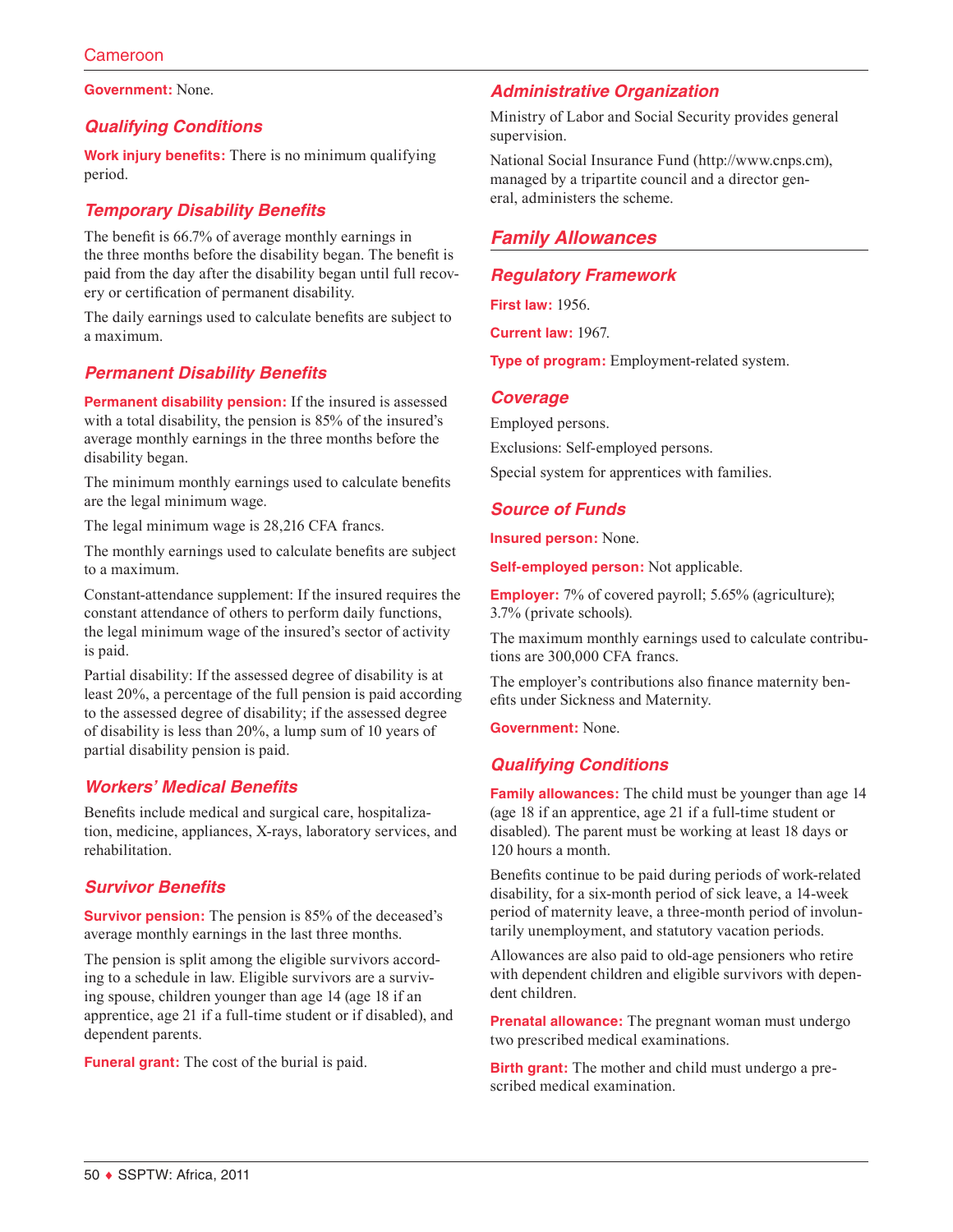**Government:** None.

### Qualifying Conditions

**Work injury benefits:** There is no minimum qualifying period.

### Temporary Disability Benefits

The benefit is 66.7% of average monthly earnings in the three months before the disability began. The benefit is paid from the day after the disability began until full recovery or certification of permanent disability.

The daily earnings used to calculate benefits are subject to a maximum.

### Permanent Disability Benefits

**Permanent disability pension:** If the insured is assessed with a total disability, the pension is 85% of the insured's average monthly earnings in the three months before the disability began.

The minimum monthly earnings used to calculate benefits are the legal minimum wage.

The legal minimum wage is 28,216 CFA francs.

The monthly earnings used to calculate benefits are subject to a maximum.

Constant-attendance supplement: If the insured requires the constant attendance of others to perform daily functions, the legal minimum wage of the insured's sector of activity is paid.

Partial disability: If the assessed degree of disability is at least 20%, a percentage of the full pension is paid according to the assessed degree of disability; if the assessed degree of disability is less than 20%, a lump sum of 10 years of partial disability pension is paid.

### Workers' Medical Benefits

Benefits include medical and surgical care, hospitalization, medicine, appliances, X-rays, laboratory services, and rehabilitation.

### Survivor Benefits

**Survivor pension:** The pension is 85% of the deceased's average monthly earnings in the last three months.

The pension is split among the eligible survivors according to a schedule in law. Eligible survivors are a surviving spouse, children younger than age 14 (age 18 if an apprentice, age 21 if a full-time student or if disabled), and dependent parents.

**Funeral grant:** The cost of the burial is paid.

### Administrative Organization

Ministry of Labor and Social Security provides general supervision.

National Social Insurance Fund (http://www.cnps.cm), managed by a tripartite council and a director general, administers the scheme.

## Family Allowances

### Regulatory Framework

**First law:** 1956.

**Current law:** 1967.

**Type of program:** Employment-related system.

### Coverage

Employed persons.

Exclusions: Self-employed persons.

Special system for apprentices with families.

### Source of Funds

**Insured person:** None.

**Self-employed person:** Not applicable.

**Employer:** 7% of covered payroll; 5.65% (agriculture); 3.7% (private schools).

The maximum monthly earnings used to calculate contributions are 300,000 CFA francs.

The employer's contributions also finance maternity benefits under Sickness and Maternity.

**Government:** None.

### Qualifying Conditions

**Family allowances:** The child must be younger than age 14 (age 18 if an apprentice, age 21 if a full-time student or disabled). The parent must be working at least 18 days or 120 hours a month.

Benefits continue to be paid during periods of work-related disability, for a six-month period of sick leave, a 14-week period of maternity leave, a three-month period of involuntarily unemployment, and statutory vacation periods.

Allowances are also paid to old-age pensioners who retire with dependent children and eligible survivors with dependent children.

**Prenatal allowance:** The pregnant woman must undergo two prescribed medical examinations.

**Birth grant:** The mother and child must undergo a prescribed medical examination.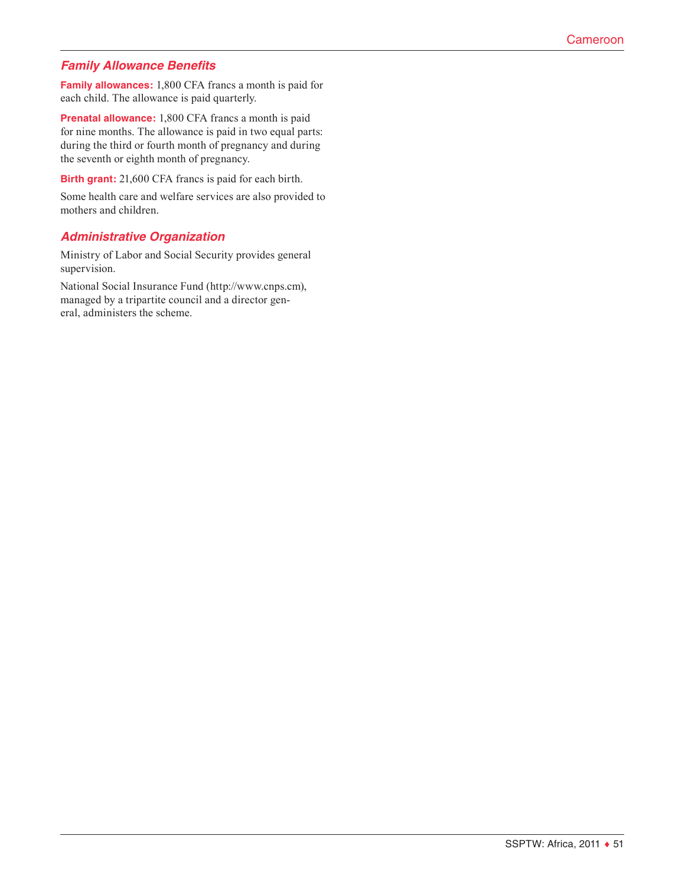### *Family Allowance Benefits*

**Family allowances:** 1,800 CFA francs a month is paid for each child. The allowance is paid quarterly.

**Prenatal allowance:** 1,800 CFA francs a month is paid for nine months. The allowance is paid in two equal parts: during the third or fourth month of pregnancy and during the seventh or eighth month of pregnancy.

**Birth grant:** 21,600 CFA francs is paid for each birth.

Some health care and welfare services are also provided to mothers and children.

### *Administrative Organization*

Ministry of Labor and Social Security provides general supervision.

National Social Insurance Fund (http://www.cnps.cm), managed by a tripartite council and a director general, administers the scheme.